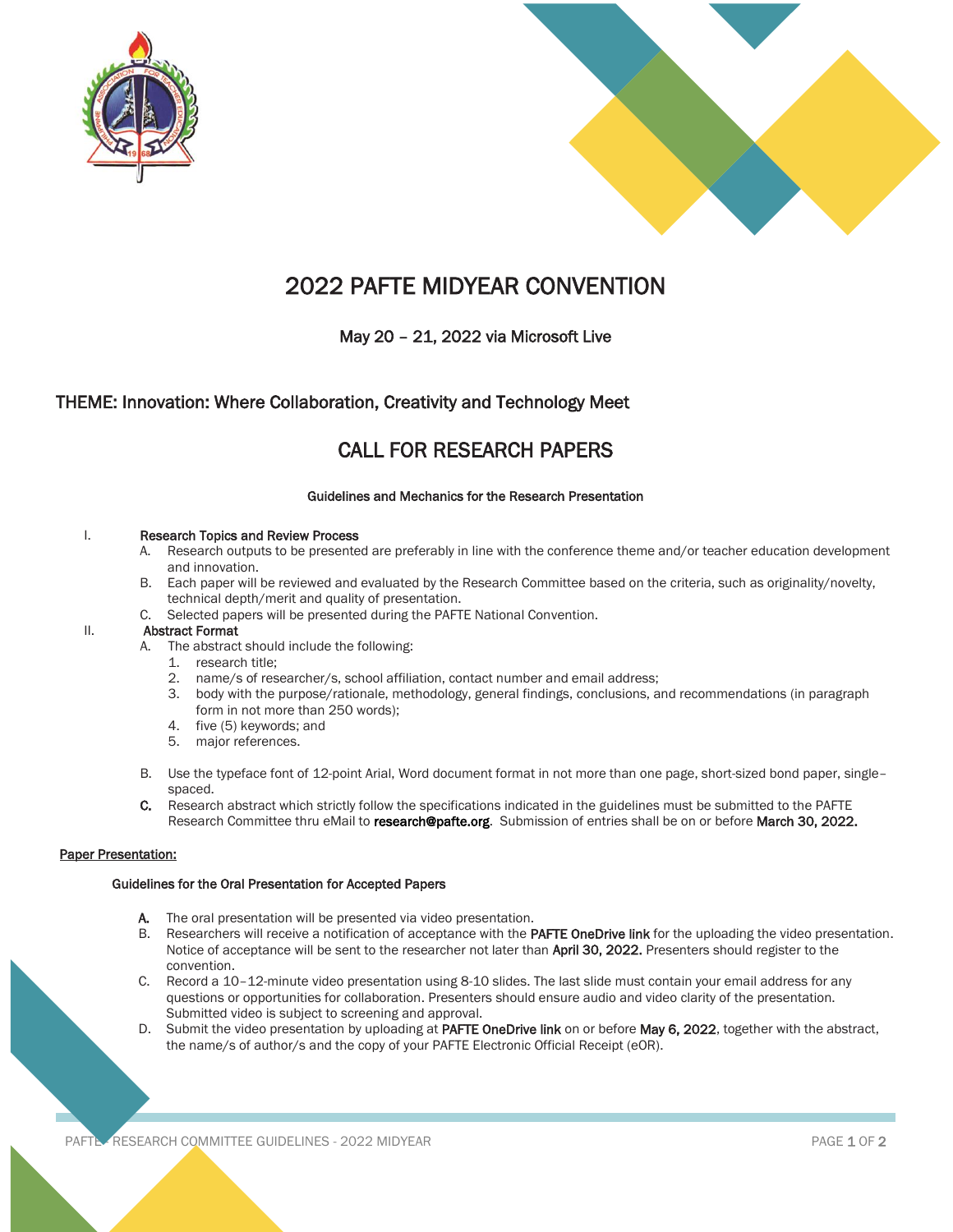# 2022 PAFTE MIDYEAR CONVENTION

May 20 – 21, 2022 via Microsoft Live

## THEME: Innovation: Where Collaboration, Creativity and Technology Meet

# CALL FOR RESEARCH PAPERS

### Guidelines and Mechanics for the Research Presentation

I. **Research Topics and Review Process**

   A. Research outputs to be presented are preferably in line with the conference theme and/or teacher education development and innovation.

   B. Each paper will be reviewed and evaluated by the Research Committee based on the criteria, such as originality/novelty, technical depth/merit and quality of presentation.

   C. Selected papers will be presented during the PAFTE National Convention.

II. **Abstract Format**

   A. The abstract should include the following:

      1. research title;
      2. name/s of researcher/s, school affiliation, contact number and email address;
      3. body with the purpose/rationale, methodology, general findings, conclusions, and recommendations (in paragraph form in not more than 250 words);
      4. five (5) keywords; and
      5. major references.

   B. Use the typeface font of 12-point Arial, Word document format in not more than one page, short-sized bond paper, single–spaced.

   **C.** Research abstract which strictly follow the specifications indicated in the guidelines must be submitted to the PAFTE Research Committee thru eMail to **research@pafte.org**. Submission of entries shall be on or before **March 30, 2022.**

**Paper Presentation:**

**Guidelines for the Oral Presentation for Accepted Papers**

**A.** The oral presentation will be presented via video presentation.

B. Researchers will receive a notification of acceptance with the **PAFTE OneDrive link** for the uploading the video presentation. Notice of acceptance will be sent to the researcher not later than **April 30, 2022.** Presenters should register to the convention.

C. Record a 10–12-minute video presentation using 8-10 slides. The last slide must contain your email address for any questions or opportunities for collaboration. Presenters should ensure audio and video clarity of the presentation. Submitted video is subject to screening and approval.

D. Submit the video presentation by uploading at **PAFTE OneDrive link** on or before **May 6, 2022**, together with the abstract, the name/s of author/s and the copy of your PAFTE Electronic Official Receipt (eOR).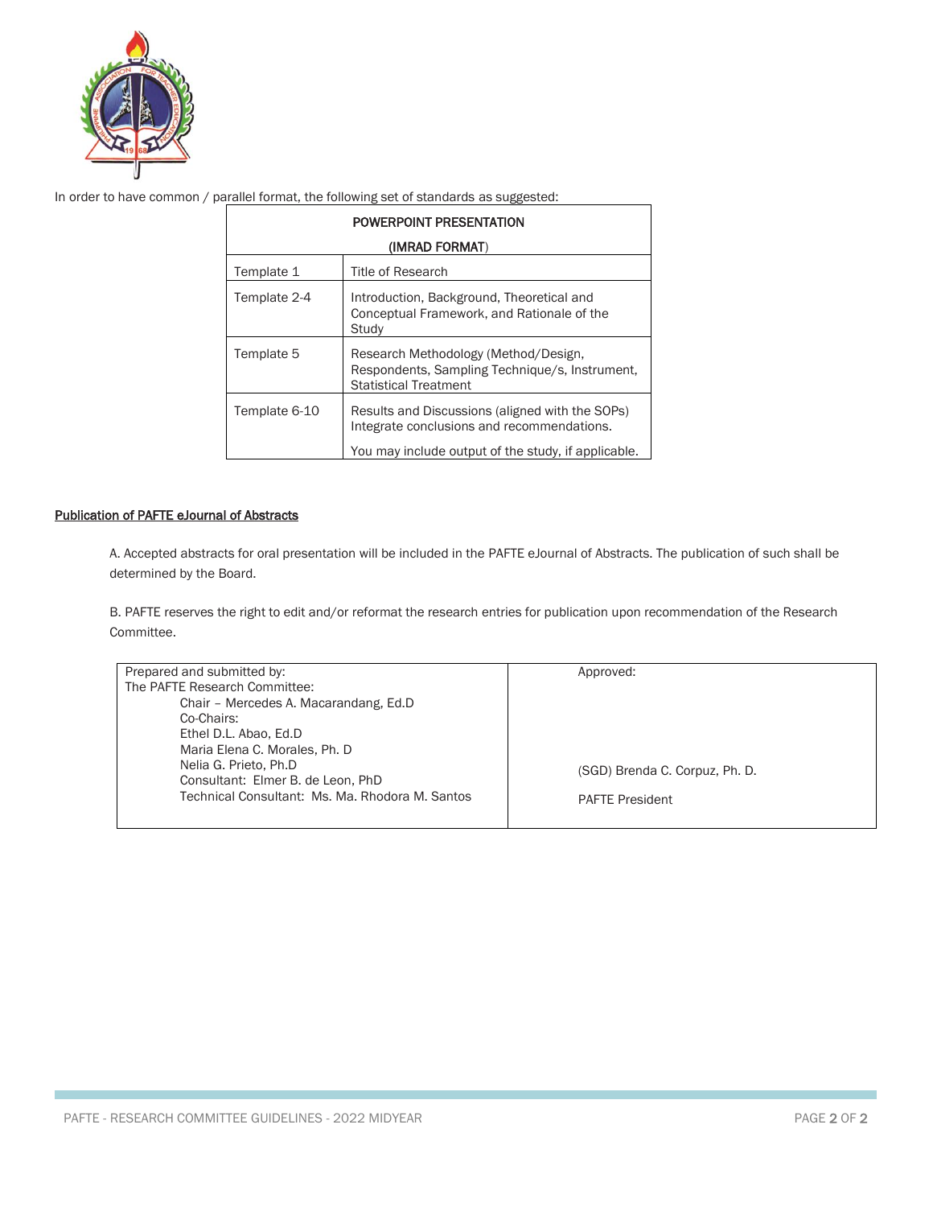In order to have common / parallel format, the following set of standards as suggested:

| POWERPOINT PRESENTATION (IMRAD FORMAT) | |
|---|---|
| Template 1 | Title of Research |
| Template 2-4 | Introduction, Background, Theoretical and Conceptual Framework, and Rationale of the Study |
| Template 5 | Research Methodology (Method/Design, Respondents, Sampling Technique/s, Instrument, Statistical Treatment |
| Template 6-10 | Results and Discussions (aligned with the SOPs) Integrate conclusions and recommendations. You may include output of the study, if applicable. |

**Publication of PAFTE eJournal of Abstracts**

A. Accepted abstracts for oral presentation will be included in the PAFTE eJournal of Abstracts. The publication of such shall be determined by the Board.

B. PAFTE reserves the right to edit and/or reformat the research entries for publication upon recommendation of the Research Committee.

| Prepared and submitted by: | Approved: |
|---|---|
| The PAFTE Research Committee:<br>Chair – Mercedes A. Macarandang, Ed.D<br>Co-Chairs:<br>Ethel D.L. Abao, Ed.D<br>Maria Elena C. Morales, Ph. D<br>Nelia G. Prieto, Ph.D<br>Consultant: Elmer B. de Leon, PhD<br>Technical Consultant: Ms. Ma. Rhodora M. Santos | (SGD) Brenda C. Corpuz, Ph. D.<br>PAFTE President |